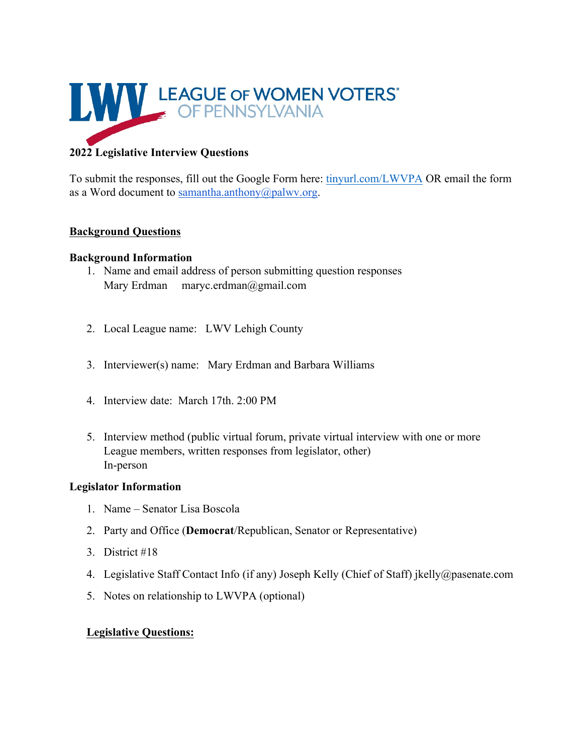LEAGUE OF WOMEN VOTERS® OF PENNSYLVANIA

**2022 Legislative Interview Questions**

To submit the responses, fill out the Google Form here: [tinyurl.com/LWVPA](tinyurl.com/LWVPA) OR email the form as a Word document to [samantha.anthony@palwv.org](mailto:samantha.anthony@palwv.org).

## Background Questions

### Background Information

1. Name and email address of person submitting question responses
   Mary Erdman     maryc.erdman@gmail.com

2. Local League name:   LWV Lehigh County

3. Interviewer(s) name:   Mary Erdman and Barbara Williams

4. Interview date:  March 17th. 2:00 PM

5. Interview method (public virtual forum, private virtual interview with one or more League members, written responses from legislator, other)
   In-person

### Legislator Information

1. Name – Senator Lisa Boscola
2. Party and Office (**Democrat**/Republican, Senator or Representative)
3. District #18
4. Legislative Staff Contact Info (if any) Joseph Kelly (Chief of Staff) jkelly@pasenate.com
5. Notes on relationship to LWVPA (optional)

## Legislative Questions: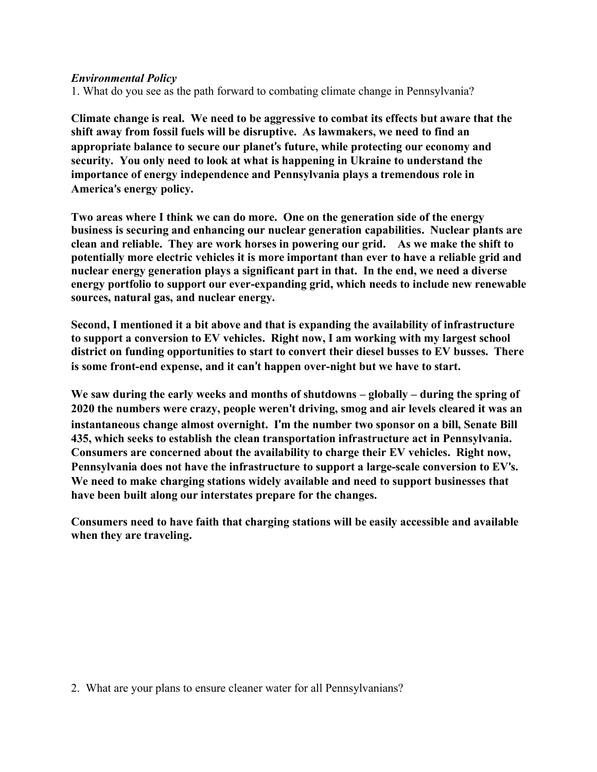***Environmental Policy***

1. What do you see as the path forward to combating climate change in Pennsylvania?

**Climate change is real. We need to be aggressive to combat its effects but aware that the shift away from fossil fuels will be disruptive. As lawmakers, we need to find an appropriate balance to secure our planet's future, while protecting our economy and security. You only need to look at what is happening in Ukraine to understand the importance of energy independence and Pennsylvania plays a tremendous role in America's energy policy.**

**Two areas where I think we can do more. One on the generation side of the energy business is securing and enhancing our nuclear generation capabilities. Nuclear plants are clean and reliable. They are work horses in powering our grid. As we make the shift to potentially more electric vehicles it is more important than ever to have a reliable grid and nuclear energy generation plays a significant part in that. In the end, we need a diverse energy portfolio to support our ever-expanding grid, which needs to include new renewable sources, natural gas, and nuclear energy.**

**Second, I mentioned it a bit above and that is expanding the availability of infrastructure to support a conversion to EV vehicles. Right now, I am working with my largest school district on funding opportunities to start to convert their diesel busses to EV busses. There is some front-end expense, and it can't happen over-night but we have to start.**

**We saw during the early weeks and months of shutdowns – globally – during the spring of 2020 the numbers were crazy, people weren't driving, smog and air levels cleared it was an instantaneous change almost overnight. I'm the number two sponsor on a bill, Senate Bill 435, which seeks to establish the clean transportation infrastructure act in Pennsylvania. Consumers are concerned about the availability to charge their EV vehicles. Right now, Pennsylvania does not have the infrastructure to support a large-scale conversion to EV's. We need to make charging stations widely available and need to support businesses that have been built along our interstates prepare for the changes.**

**Consumers need to have faith that charging stations will be easily accessible and available when they are traveling.**

2. What are your plans to ensure cleaner water for all Pennsylvanians?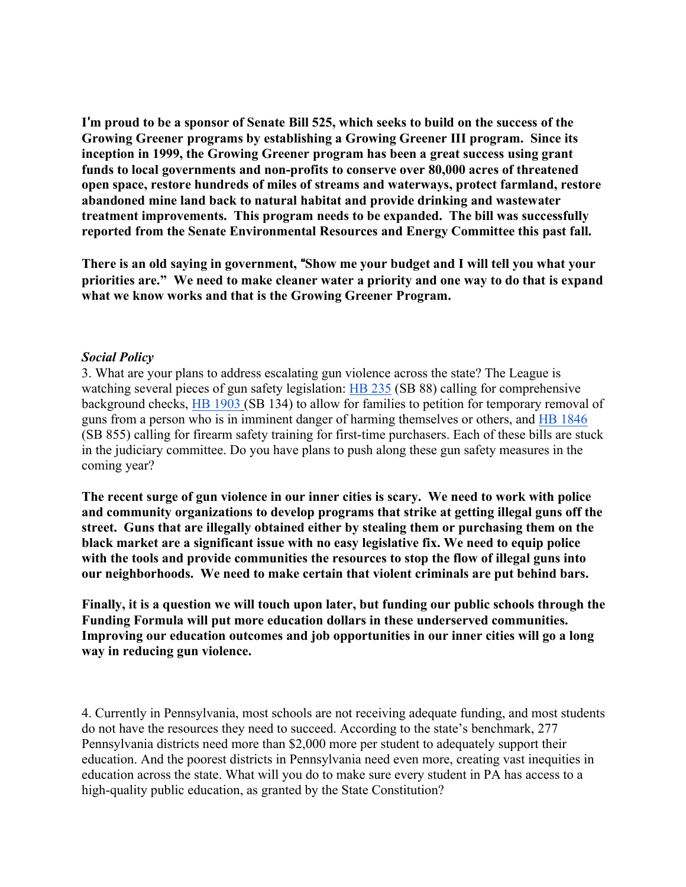**I'm proud to be a sponsor of Senate Bill 525, which seeks to build on the success of the Growing Greener programs by establishing a Growing Greener III program. Since its inception in 1999, the Growing Greener program has been a great success using grant funds to local governments and non-profits to conserve over 80,000 acres of threatened open space, restore hundreds of miles of streams and waterways, protect farmland, restore abandoned mine land back to natural habitat and provide drinking and wastewater treatment improvements. This program needs to be expanded. The bill was successfully reported from the Senate Environmental Resources and Energy Committee this past fall.**

**There is an old saying in government, "Show me your budget and I will tell you what your priorities are." We need to make cleaner water a priority and one way to do that is expand what we know works and that is the Growing Greener Program.**

***Social Policy***

3. What are your plans to address escalating gun violence across the state? The League is watching several pieces of gun safety legislation: HB 235 (SB 88) calling for comprehensive background checks, HB 1903 (SB 134) to allow for families to petition for temporary removal of guns from a person who is in imminent danger of harming themselves or others, and HB 1846 (SB 855) calling for firearm safety training for first-time purchasers. Each of these bills are stuck in the judiciary committee. Do you have plans to push along these gun safety measures in the coming year?

**The recent surge of gun violence in our inner cities is scary. We need to work with police and community organizations to develop programs that strike at getting illegal guns off the street. Guns that are illegally obtained either by stealing them or purchasing them on the black market are a significant issue with no easy legislative fix. We need to equip police with the tools and provide communities the resources to stop the flow of illegal guns into our neighborhoods. We need to make certain that violent criminals are put behind bars.**

**Finally, it is a question we will touch upon later, but funding our public schools through the Funding Formula will put more education dollars in these underserved communities. Improving our education outcomes and job opportunities in our inner cities will go a long way in reducing gun violence.**

4. Currently in Pennsylvania, most schools are not receiving adequate funding, and most students do not have the resources they need to succeed. According to the state's benchmark, 277 Pennsylvania districts need more than $2,000 more per student to adequately support their education. And the poorest districts in Pennsylvania need even more, creating vast inequities in education across the state. What will you do to make sure every student in PA has access to a high-quality public education, as granted by the State Constitution?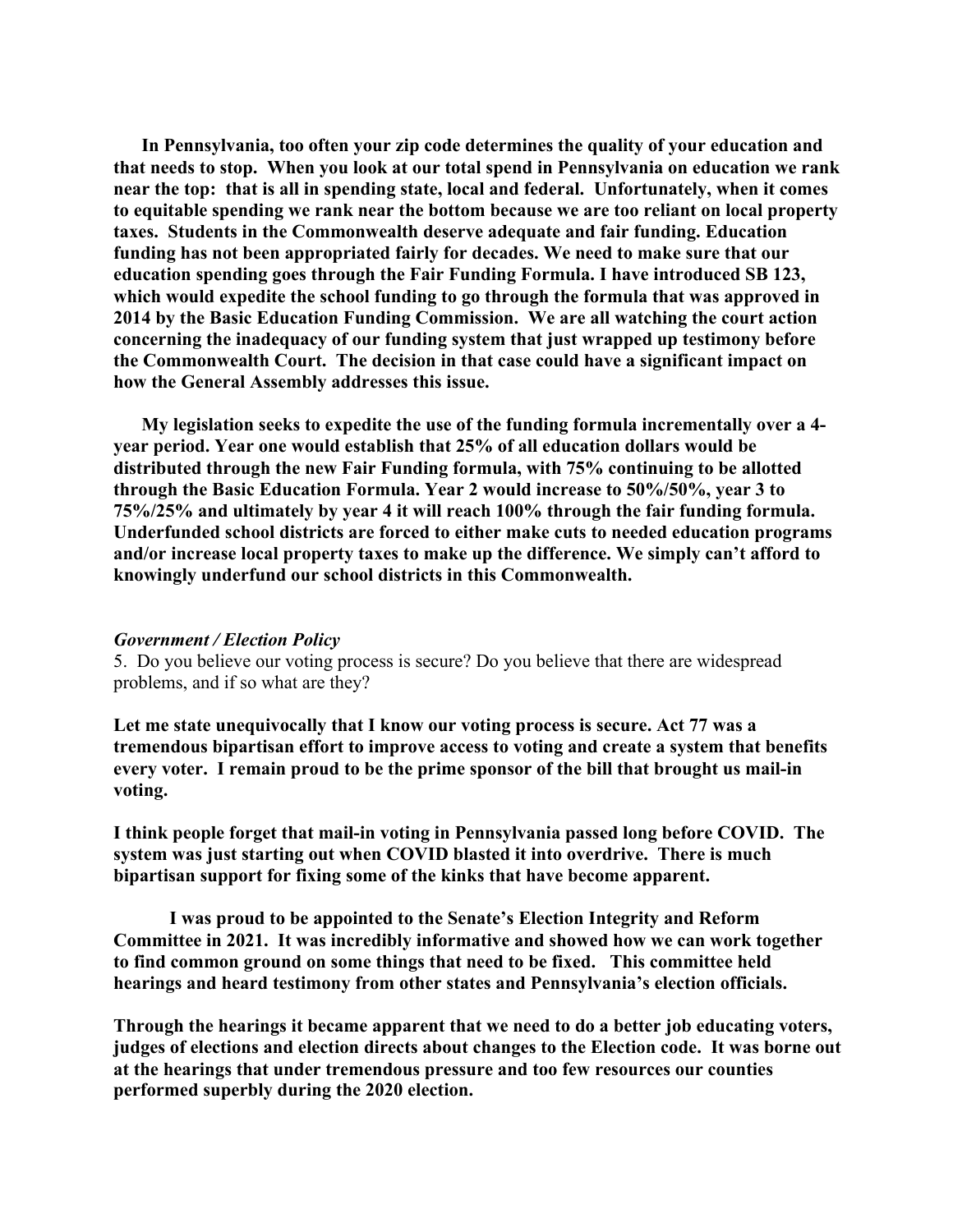**In Pennsylvania, too often your zip code determines the quality of your education and that needs to stop. When you look at our total spend in Pennsylvania on education we rank near the top: that is all in spending state, local and federal. Unfortunately, when it comes to equitable spending we rank near the bottom because we are too reliant on local property taxes. Students in the Commonwealth deserve adequate and fair funding. Education funding has not been appropriated fairly for decades. We need to make sure that our education spending goes through the Fair Funding Formula. I have introduced SB 123, which would expedite the school funding to go through the formula that was approved in 2014 by the Basic Education Funding Commission. We are all watching the court action concerning the inadequacy of our funding system that just wrapped up testimony before the Commonwealth Court. The decision in that case could have a significant impact on how the General Assembly addresses this issue.**

**My legislation seeks to expedite the use of the funding formula incrementally over a 4-year period. Year one would establish that 25% of all education dollars would be distributed through the new Fair Funding formula, with 75% continuing to be allotted through the Basic Education Formula. Year 2 would increase to 50%/50%, year 3 to 75%/25% and ultimately by year 4 it will reach 100% through the fair funding formula. Underfunded school districts are forced to either make cuts to needed education programs and/or increase local property taxes to make up the difference. We simply can't afford to knowingly underfund our school districts in this Commonwealth.**

***Government / Election Policy***

5. Do you believe our voting process is secure? Do you believe that there are widespread problems, and if so what are they?

**Let me state unequivocally that I know our voting process is secure. Act 77 was a tremendous bipartisan effort to improve access to voting and create a system that benefits every voter. I remain proud to be the prime sponsor of the bill that brought us mail-in voting.**

**I think people forget that mail-in voting in Pennsylvania passed long before COVID. The system was just starting out when COVID blasted it into overdrive. There is much bipartisan support for fixing some of the kinks that have become apparent.**

**I was proud to be appointed to the Senate's Election Integrity and Reform Committee in 2021. It was incredibly informative and showed how we can work together to find common ground on some things that need to be fixed. This committee held hearings and heard testimony from other states and Pennsylvania's election officials.**

**Through the hearings it became apparent that we need to do a better job educating voters, judges of elections and election directs about changes to the Election code. It was borne out at the hearings that under tremendous pressure and too few resources our counties performed superbly during the 2020 election.**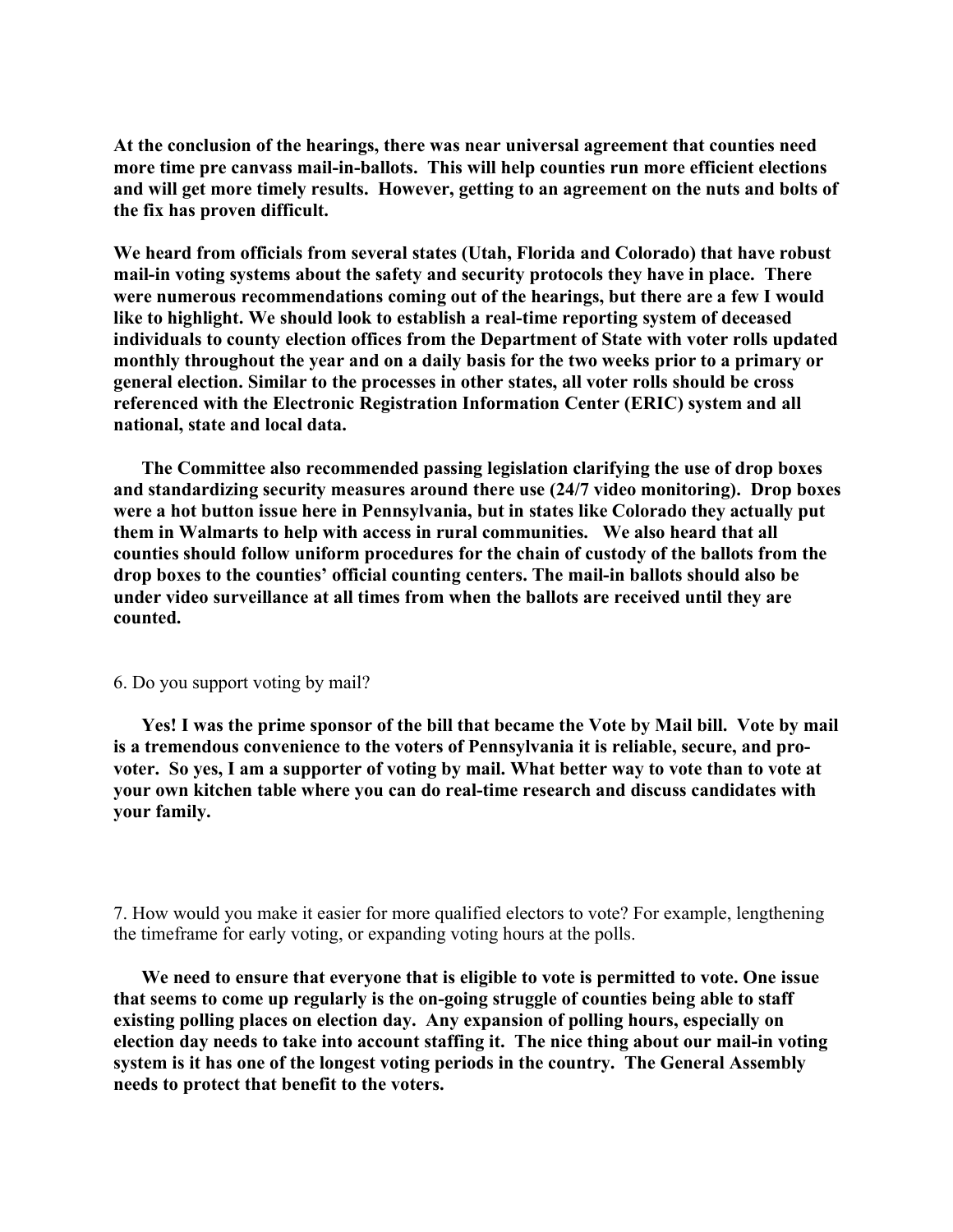**At the conclusion of the hearings, there was near universal agreement that counties need more time pre canvass mail-in-ballots. This will help counties run more efficient elections and will get more timely results. However, getting to an agreement on the nuts and bolts of the fix has proven difficult.**

**We heard from officials from several states (Utah, Florida and Colorado) that have robust mail-in voting systems about the safety and security protocols they have in place. There were numerous recommendations coming out of the hearings, but there are a few I would like to highlight. We should look to establish a real-time reporting system of deceased individuals to county election offices from the Department of State with voter rolls updated monthly throughout the year and on a daily basis for the two weeks prior to a primary or general election. Similar to the processes in other states, all voter rolls should be cross referenced with the Electronic Registration Information Center (ERIC) system and all national, state and local data.**

**The Committee also recommended passing legislation clarifying the use of drop boxes and standardizing security measures around there use (24/7 video monitoring). Drop boxes were a hot button issue here in Pennsylvania, but in states like Colorado they actually put them in Walmarts to help with access in rural communities. We also heard that all counties should follow uniform procedures for the chain of custody of the ballots from the drop boxes to the counties' official counting centers. The mail-in ballots should also be under video surveillance at all times from when the ballots are received until they are counted.**

6. Do you support voting by mail?

**Yes! I was the prime sponsor of the bill that became the Vote by Mail bill. Vote by mail is a tremendous convenience to the voters of Pennsylvania it is reliable, secure, and pro-voter. So yes, I am a supporter of voting by mail. What better way to vote than to vote at your own kitchen table where you can do real-time research and discuss candidates with your family.**

7. How would you make it easier for more qualified electors to vote? For example, lengthening the timeframe for early voting, or expanding voting hours at the polls.

**We need to ensure that everyone that is eligible to vote is permitted to vote. One issue that seems to come up regularly is the on-going struggle of counties being able to staff existing polling places on election day. Any expansion of polling hours, especially on election day needs to take into account staffing it. The nice thing about our mail-in voting system is it has one of the longest voting periods in the country. The General Assembly needs to protect that benefit to the voters.**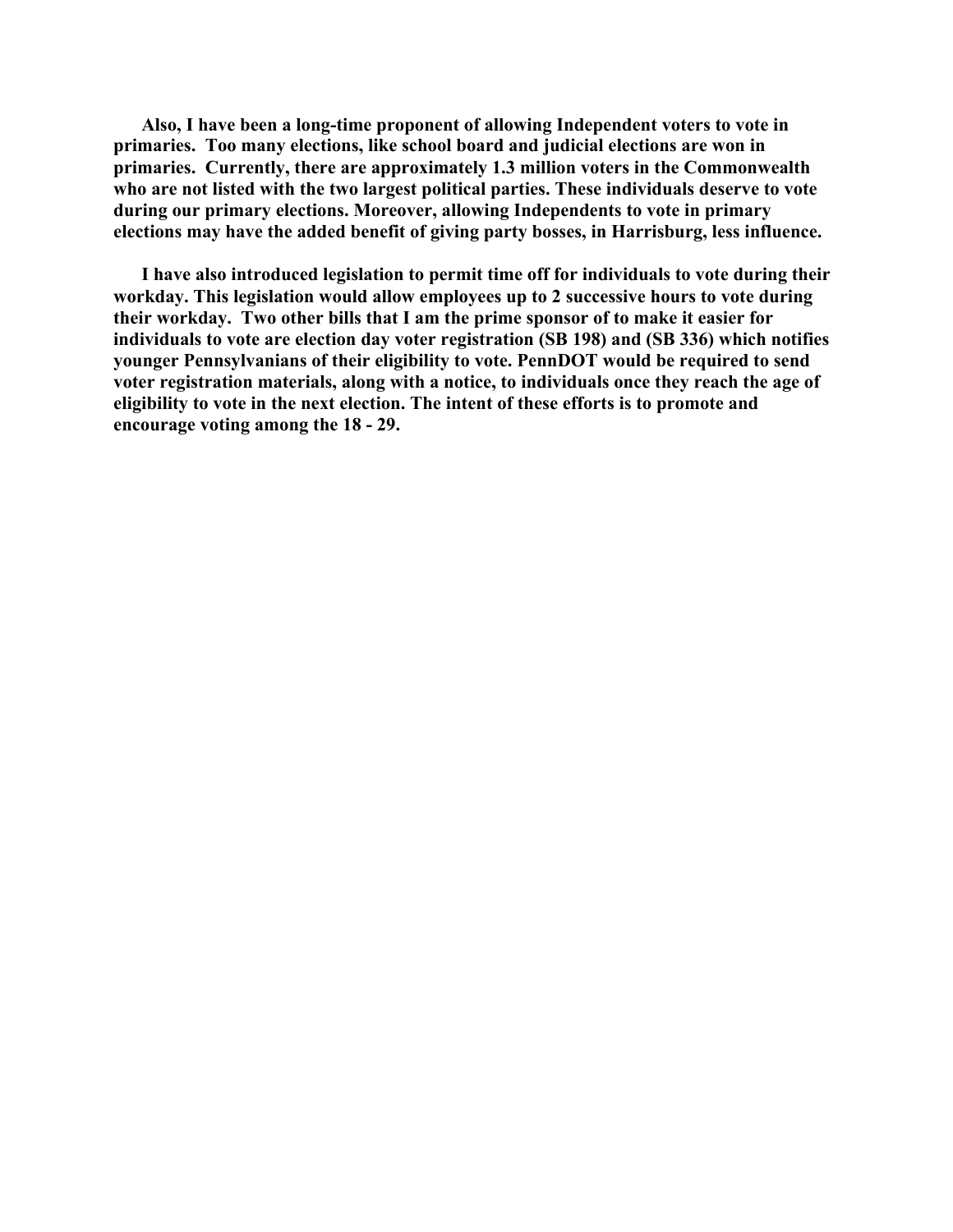**Also, I have been a long-time proponent of allowing Independent voters to vote in primaries. Too many elections, like school board and judicial elections are won in primaries. Currently, there are approximately 1.3 million voters in the Commonwealth who are not listed with the two largest political parties. These individuals deserve to vote during our primary elections. Moreover, allowing Independents to vote in primary elections may have the added benefit of giving party bosses, in Harrisburg, less influence.**

**I have also introduced legislation to permit time off for individuals to vote during their workday. This legislation would allow employees up to 2 successive hours to vote during their workday. Two other bills that I am the prime sponsor of to make it easier for individuals to vote are election day voter registration (SB 198) and (SB 336) which notifies younger Pennsylvanians of their eligibility to vote. PennDOT would be required to send voter registration materials, along with a notice, to individuals once they reach the age of eligibility to vote in the next election. The intent of these efforts is to promote and encourage voting among the 18 - 29.**